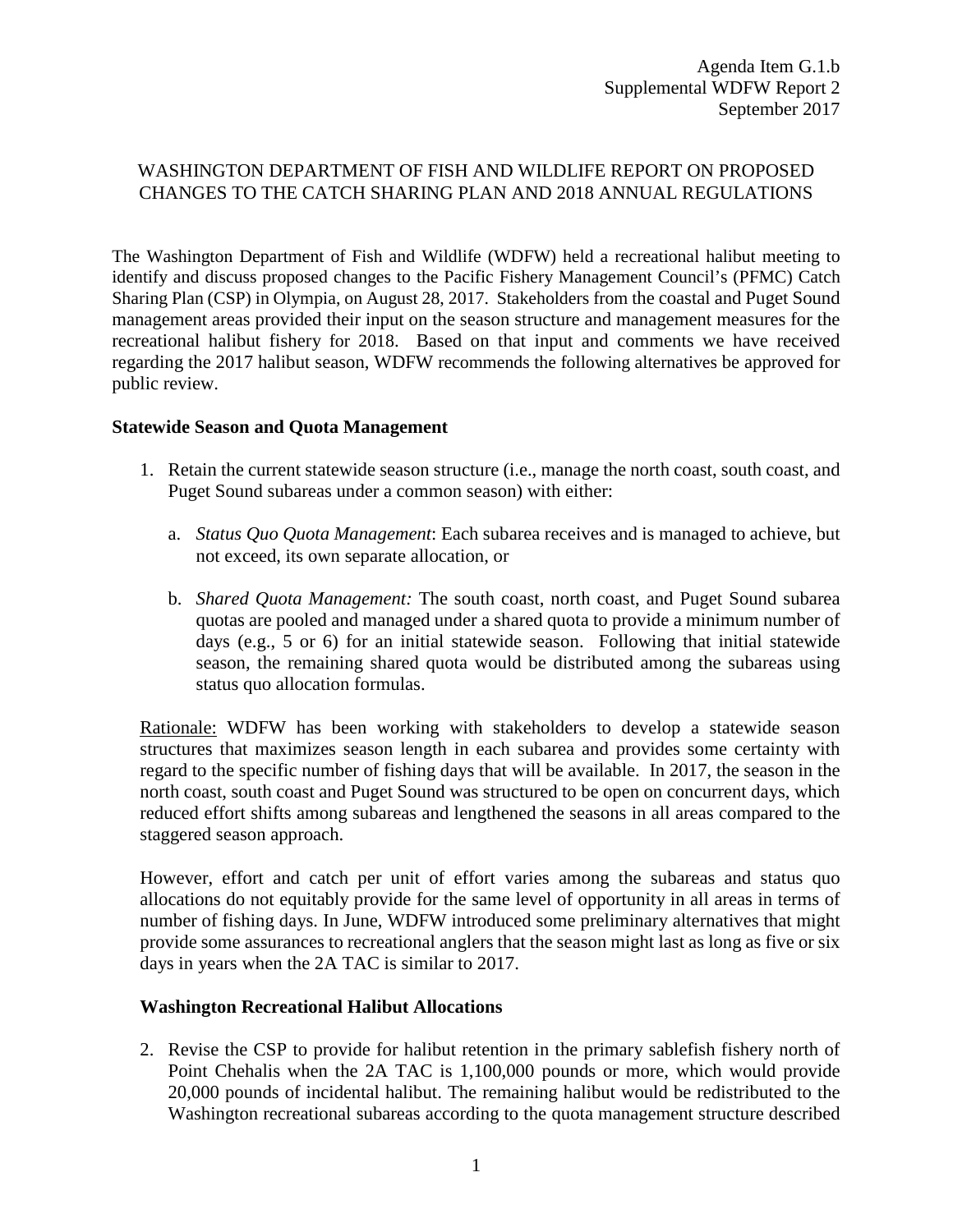Agenda Item G.1.b
Supplemental WDFW Report 2
September 2017

# WASHINGTON DEPARTMENT OF FISH AND WILDLIFE REPORT ON PROPOSED CHANGES TO THE CATCH SHARING PLAN AND 2018 ANNUAL REGULATIONS

The Washington Department of Fish and Wildlife (WDFW) held a recreational halibut meeting to identify and discuss proposed changes to the Pacific Fishery Management Council's (PFMC) Catch Sharing Plan (CSP) in Olympia, on August 28, 2017. Stakeholders from the coastal and Puget Sound management areas provided their input on the season structure and management measures for the recreational halibut fishery for 2018. Based on that input and comments we have received regarding the 2017 halibut season, WDFW recommends the following alternatives be approved for public review.

**Statewide Season and Quota Management**

1. Retain the current statewide season structure (i.e., manage the north coast, south coast, and Puget Sound subareas under a common season) with either:

   a. *Status Quo Quota Management*: Each subarea receives and is managed to achieve, but not exceed, its own separate allocation, or

   b. *Shared Quota Management:* The south coast, north coast, and Puget Sound subarea quotas are pooled and managed under a shared quota to provide a minimum number of days (e.g., 5 or 6) for an initial statewide season. Following that initial statewide season, the remaining shared quota would be distributed among the subareas using status quo allocation formulas.

   Rationale: WDFW has been working with stakeholders to develop a statewide season structures that maximizes season length in each subarea and provides some certainty with regard to the specific number of fishing days that will be available. In 2017, the season in the north coast, south coast and Puget Sound was structured to be open on concurrent days, which reduced effort shifts among subareas and lengthened the seasons in all areas compared to the staggered season approach.

   However, effort and catch per unit of effort varies among the subareas and status quo allocations do not equitably provide for the same level of opportunity in all areas in terms of number of fishing days. In June, WDFW introduced some preliminary alternatives that might provide some assurances to recreational anglers that the season might last as long as five or six days in years when the 2A TAC is similar to 2017.

**Washington Recreational Halibut Allocations**

2. Revise the CSP to provide for halibut retention in the primary sablefish fishery north of Point Chehalis when the 2A TAC is 1,100,000 pounds or more, which would provide 20,000 pounds of incidental halibut. The remaining halibut would be redistributed to the Washington recreational subareas according to the quota management structure described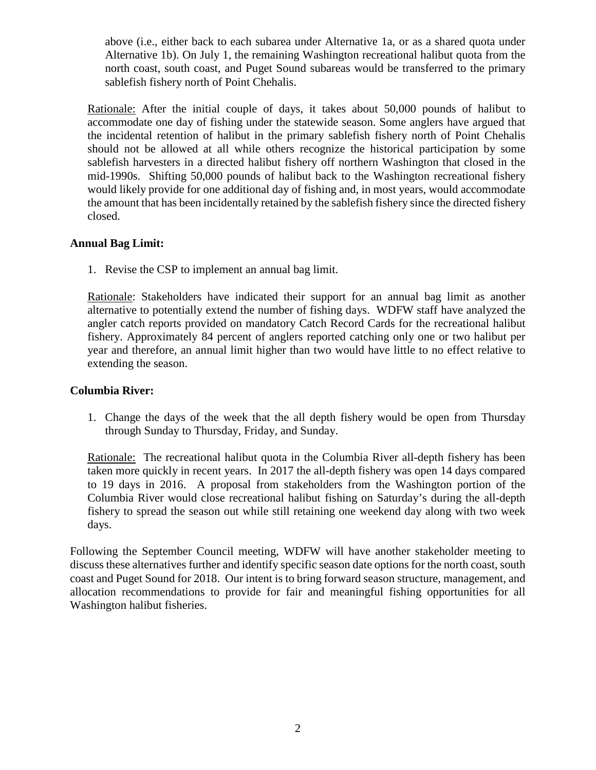above (i.e., either back to each subarea under Alternative 1a, or as a shared quota under Alternative 1b). On July 1, the remaining Washington recreational halibut quota from the north coast, south coast, and Puget Sound subareas would be transferred to the primary sablefish fishery north of Point Chehalis.

<u>Rationale:</u> After the initial couple of days, it takes about 50,000 pounds of halibut to accommodate one day of fishing under the statewide season. Some anglers have argued that the incidental retention of halibut in the primary sablefish fishery north of Point Chehalis should not be allowed at all while others recognize the historical participation by some sablefish harvesters in a directed halibut fishery off northern Washington that closed in the mid-1990s. Shifting 50,000 pounds of halibut back to the Washington recreational fishery would likely provide for one additional day of fishing and, in most years, would accommodate the amount that has been incidentally retained by the sablefish fishery since the directed fishery closed.

**Annual Bag Limit:**

1. Revise the CSP to implement an annual bag limit.

<u>Rationale</u>: Stakeholders have indicated their support for an annual bag limit as another alternative to potentially extend the number of fishing days. WDFW staff have analyzed the angler catch reports provided on mandatory Catch Record Cards for the recreational halibut fishery. Approximately 84 percent of anglers reported catching only one or two halibut per year and therefore, an annual limit higher than two would have little to no effect relative to extending the season.

**Columbia River:**

1. Change the days of the week that the all depth fishery would be open from Thursday through Sunday to Thursday, Friday, and Sunday.

<u>Rationale:</u> The recreational halibut quota in the Columbia River all-depth fishery has been taken more quickly in recent years. In 2017 the all-depth fishery was open 14 days compared to 19 days in 2016. A proposal from stakeholders from the Washington portion of the Columbia River would close recreational halibut fishing on Saturday's during the all-depth fishery to spread the season out while still retaining one weekend day along with two week days.

Following the September Council meeting, WDFW will have another stakeholder meeting to discuss these alternatives further and identify specific season date options for the north coast, south coast and Puget Sound for 2018. Our intent is to bring forward season structure, management, and allocation recommendations to provide for fair and meaningful fishing opportunities for all Washington halibut fisheries.